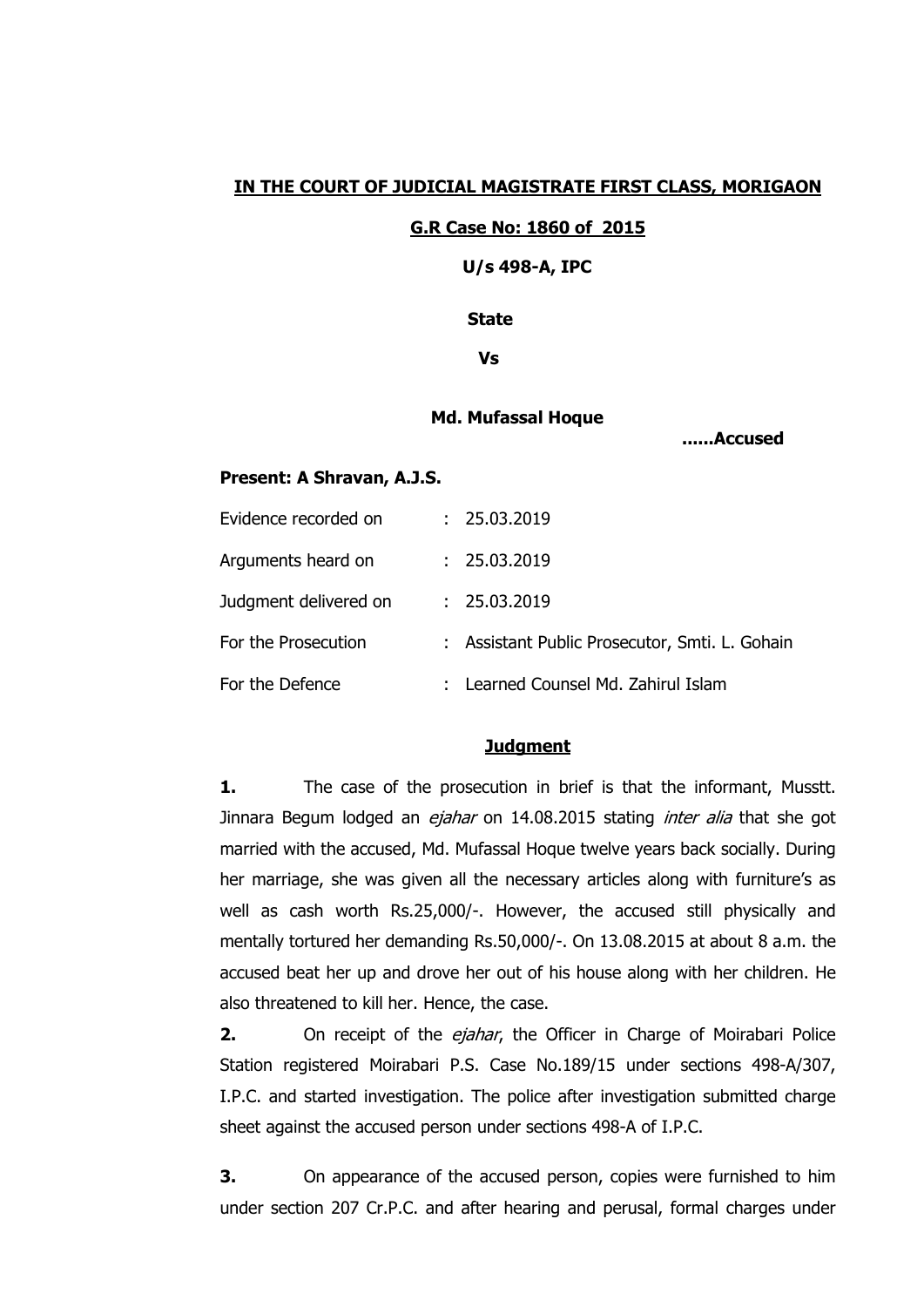**IN THE COURT OF JUDICIAL MAGISTRATE FIRST CLASS, MORIGAON**

**G.R Case No: 1860 of 2015**

**U/s 498-A, IPC**

**State**

**Vs**

**Md. Mufassal Hoque** **......Accused**

**Present: A Shravan, A.J.S.**

| | | |
|---|---|---|
| Evidence recorded on | : | 25.03.2019 |
| Arguments heard on | : | 25.03.2019 |
| Judgment delivered on | : | 25.03.2019 |
| For the Prosecution | : | Assistant Public Prosecutor, Smti. L. Gohain |
| For the Defence | : | Learned Counsel Md. Zahirul Islam |

**Judgment**

**1.** The case of the prosecution in brief is that the informant, Musstt. Jinnara Begum lodged an *ejahar* on 14.08.2015 stating *inter alia* that she got married with the accused, Md. Mufassal Hoque twelve years back socially. During her marriage, she was given all the necessary articles along with furniture's as well as cash worth Rs.25,000/-. However, the accused still physically and mentally tortured her demanding Rs.50,000/-. On 13.08.2015 at about 8 a.m. the accused beat her up and drove her out of his house along with her children. He also threatened to kill her. Hence, the case.

**2.** On receipt of the *ejahar*, the Officer in Charge of Moirabari Police Station registered Moirabari P.S. Case No.189/15 under sections 498-A/307, I.P.C. and started investigation. The police after investigation submitted charge sheet against the accused person under sections 498-A of I.P.C.

**3.** On appearance of the accused person, copies were furnished to him under section 207 Cr.P.C. and after hearing and perusal, formal charges under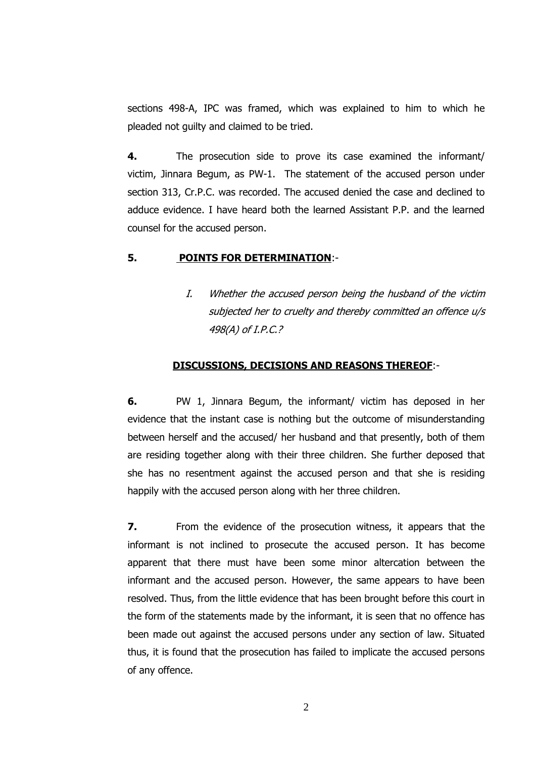sections 498-A, IPC was framed, which was explained to him to which he pleaded not guilty and claimed to be tried.

**4.** The prosecution side to prove its case examined the informant/ victim, Jinnara Begum, as PW-1. The statement of the accused person under section 313, Cr.P.C. was recorded. The accused denied the case and declined to adduce evidence. I have heard both the learned Assistant P.P. and the learned counsel for the accused person.

**5.** **POINTS FOR DETERMINATION**:-

> I. *Whether the accused person being the husband of the victim subjected her to cruelty and thereby committed an offence u/s 498(A) of I.P.C.?*

**DISCUSSIONS, DECISIONS AND REASONS THEREOF**:-

**6.** PW 1, Jinnara Begum, the informant/ victim has deposed in her evidence that the instant case is nothing but the outcome of misunderstanding between herself and the accused/ her husband and that presently, both of them are residing together along with their three children. She further deposed that she has no resentment against the accused person and that she is residing happily with the accused person along with her three children.

**7.** From the evidence of the prosecution witness, it appears that the informant is not inclined to prosecute the accused person. It has become apparent that there must have been some minor altercation between the informant and the accused person. However, the same appears to have been resolved. Thus, from the little evidence that has been brought before this court in the form of the statements made by the informant, it is seen that no offence has been made out against the accused persons under any section of law. Situated thus, it is found that the prosecution has failed to implicate the accused persons of any offence.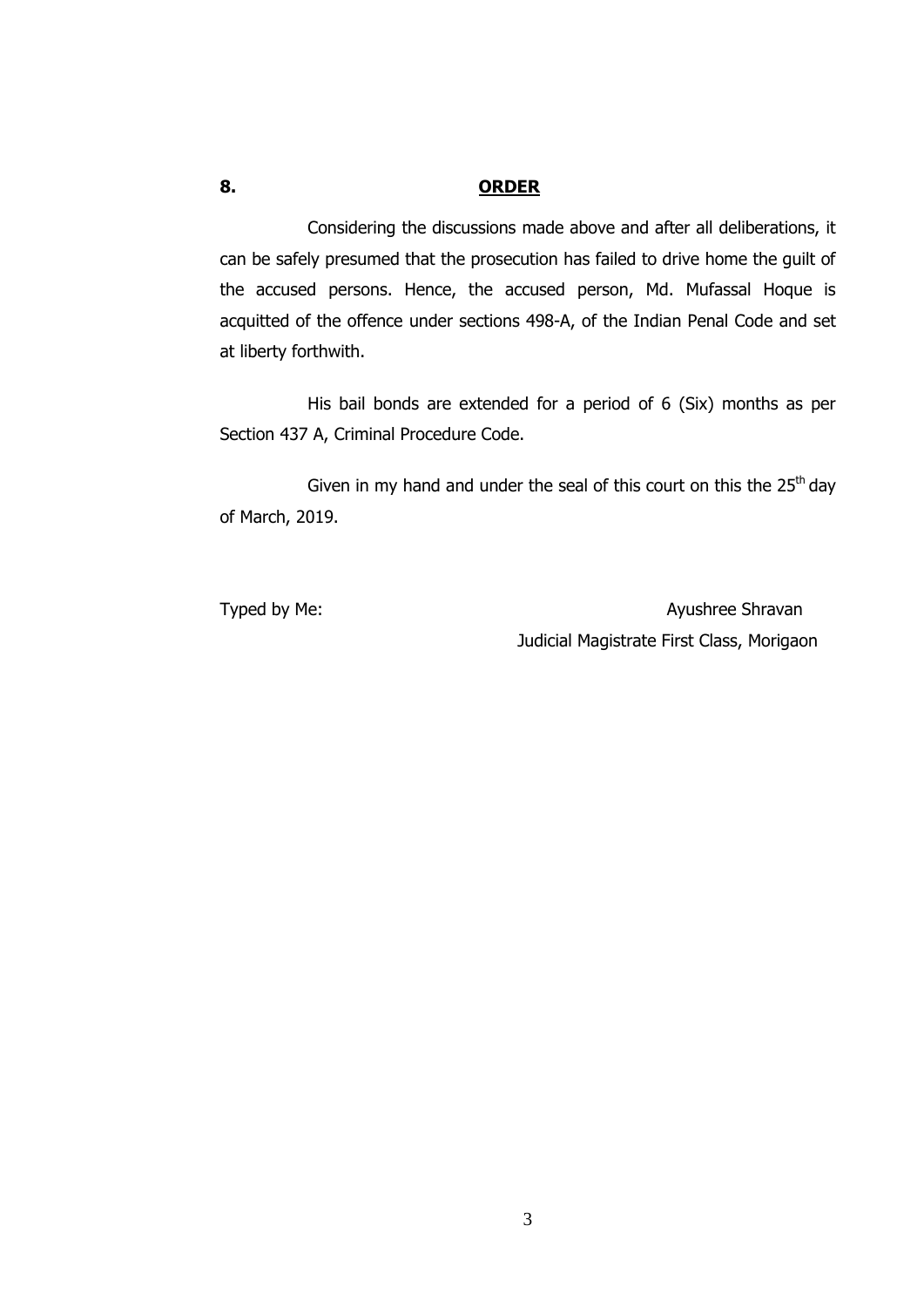**8. ORDER**

Considering the discussions made above and after all deliberations, it can be safely presumed that the prosecution has failed to drive home the guilt of the accused persons. Hence, the accused person, Md. Mufassal Hoque is acquitted of the offence under sections 498-A, of the Indian Penal Code and set at liberty forthwith.

His bail bonds are extended for a period of 6 (Six) months as per Section 437 A, Criminal Procedure Code.

Given in my hand and under the seal of this court on this the 25th day of March, 2019.

Typed by Me:

Ayushree Shravan
Judicial Magistrate First Class, Morigaon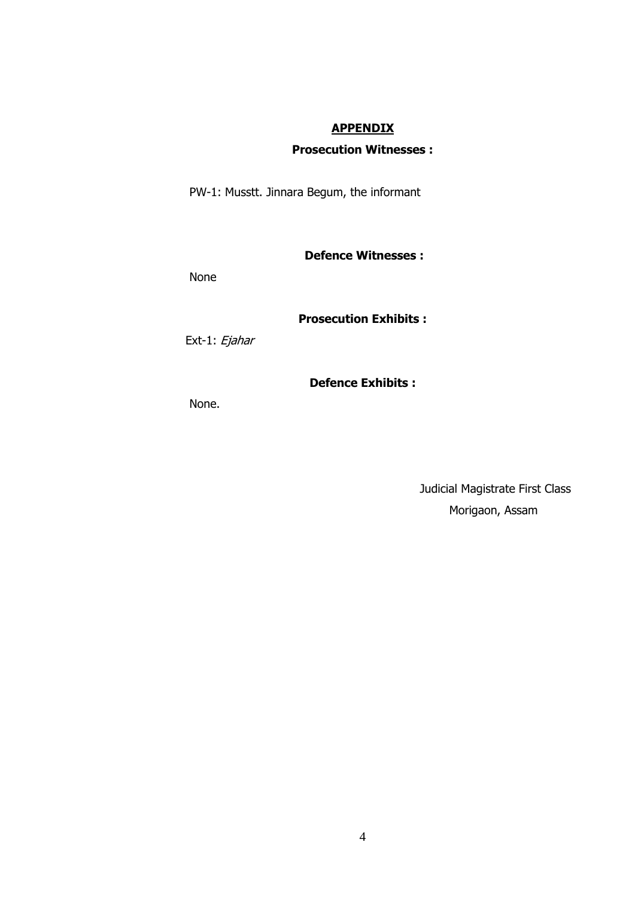## APPENDIX

**Prosecution Witnesses :**

PW-1: Musstt. Jinnara Begum, the informant

**Defence Witnesses :**

None

**Prosecution Exhibits :**

Ext-1: *Ejahar*

**Defence Exhibits :**

None.

Judicial Magistrate First Class
Morigaon, Assam